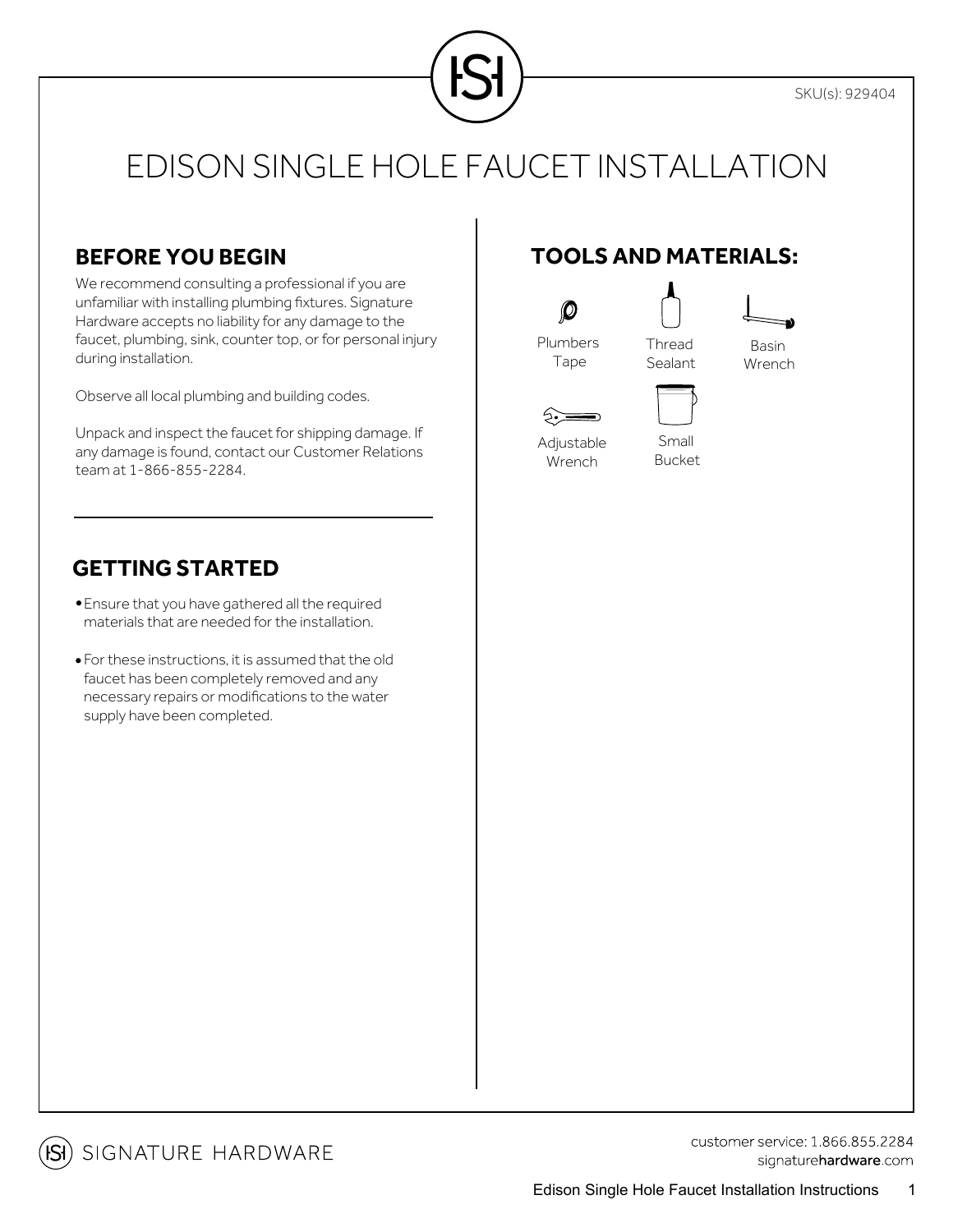SKU(s): 929404

# EDISON SINGLE HOLE FAUCET INSTALLATION

## BEFORE YOU BEGIN

We recommend consulting a professional if you are unfamiliar with installing plumbing fixtures. Signature Hardware accepts no liability for any damage to the faucet, plumbing, sink, counter top, or for personal injury during installation.

Observe all local plumbing and building codes.

Unpack and inspect the faucet for shipping damage. If any damage is found, contact our Customer Relations team at 1-866-855-2284.

## GETTING STARTED

- Ensure that you have gathered all the required materials that are needed for the installation.
- For these instructions, it is assumed that the old faucet has been completely removed and any necessary repairs or modifications to the water supply have been completed.

## TOOLS AND MATERIALS:

- Plumbers Tape
- Thread Sealant
- Basin Wrench
- Adjustable Wrench
- Small Bucket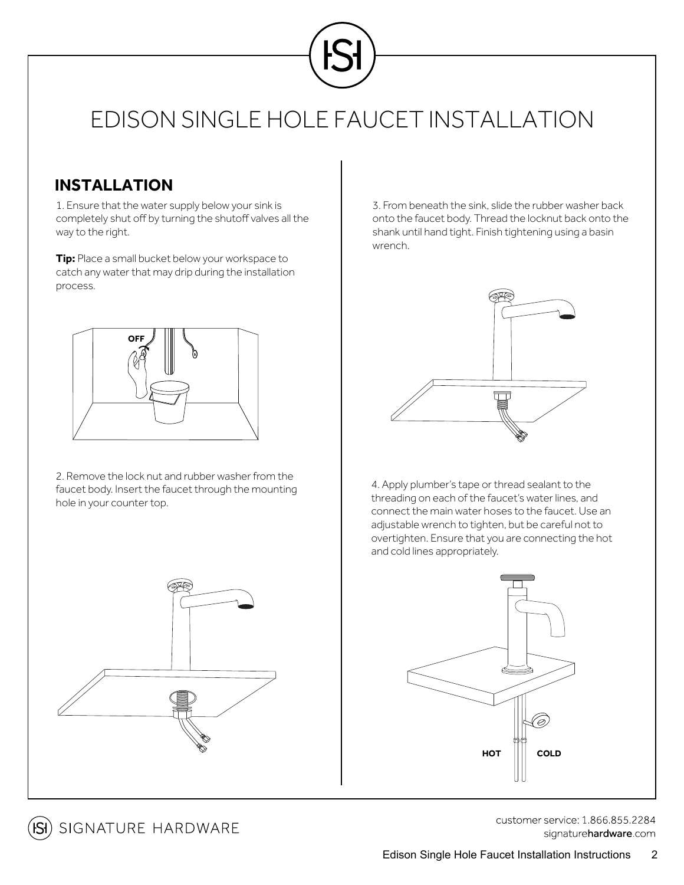# EDISON SINGLE HOLE FAUCET INSTALLATION

## INSTALLATION

1. Ensure that the water supply below your sink is completely shut off by turning the shutoff valves all the way to the right.

**Tip:** Place a small bucket below your workspace to catch any water that may drip during the installation process.

OFF

2. Remove the lock nut and rubber washer from the faucet body. Insert the faucet through the mounting hole in your counter top.

3. From beneath the sink, slide the rubber washer back onto the faucet body. Thread the locknut back onto the shank until hand tight. Finish tightening using a basin wrench.

4. Apply plumber's tape or thread sealant to the threading on each of the faucet's water lines, and connect the main water hoses to the faucet. Use an adjustable wrench to tighten, but be careful not to overtighten. Ensure that you are connecting the hot and cold lines appropriately.

HOT COLD

SIGNATURE HARDWARE

customer service: 1.866.855.2284
signaturehardware.com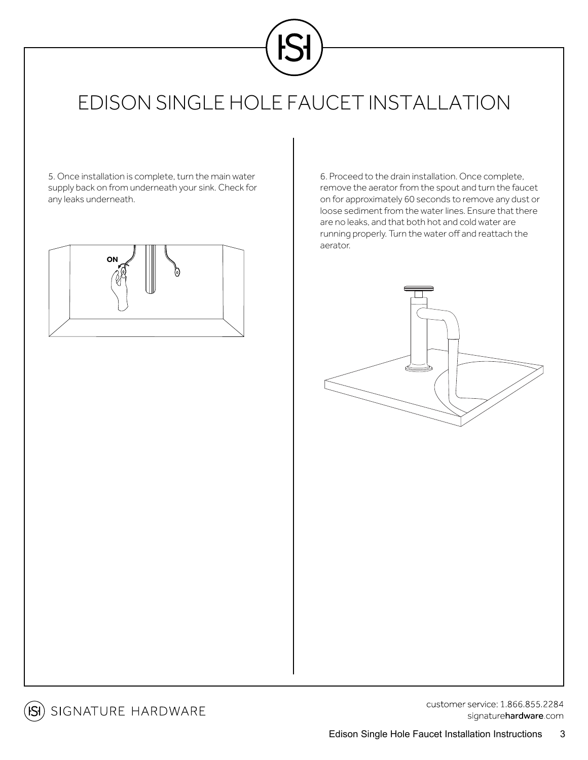# EDISON SINGLE HOLE FAUCET INSTALLATION

5. Once installation is complete, turn the main water supply back on from underneath your sink. Check for any leaks underneath.

6. Proceed to the drain installation. Once complete, remove the aerator from the spout and turn the faucet on for approximately 60 seconds to remove any dust or loose sediment from the water lines. Ensure that there are no leaks, and that both hot and cold water are running properly. Turn the water off and reattach the aerator.

SIGNATURE HARDWARE

customer service: 1.866.855.2284
signature**hardware**.com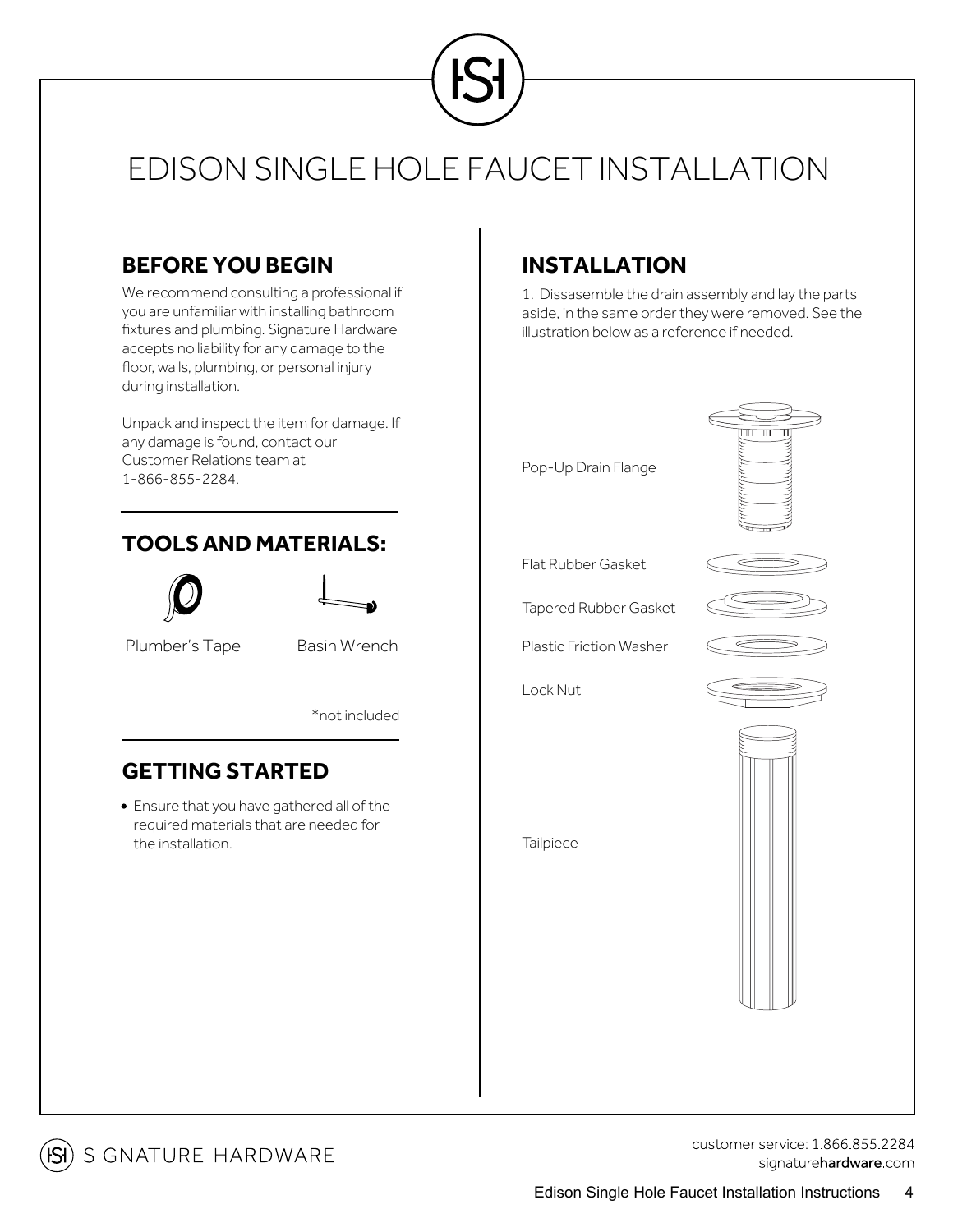# EDISON SINGLE HOLE FAUCET INSTALLATION

## BEFORE YOU BEGIN

We recommend consulting a professional if you are unfamiliar with installing bathroom fixtures and plumbing. Signature Hardware accepts no liability for any damage to the floor, walls, plumbing, or personal injury during installation.

Unpack and inspect the item for damage. If any damage is found, contact our Customer Relations team at 1-866-855-2284.

## TOOLS AND MATERIALS:

Plumber's Tape

Basin Wrench

*not included

## GETTING STARTED

- Ensure that you have gathered all of the required materials that are needed for the installation.

## INSTALLATION

1. Dissasemble the drain assembly and lay the parts aside, in the same order they were removed. See the illustration below as a reference if needed.

Pop-Up Drain Flange

Flat Rubber Gasket

Tapered Rubber Gasket

Plastic Friction Washer

Lock Nut

Tailpiece

customer service: 1.866.855.2284
signaturehardware.com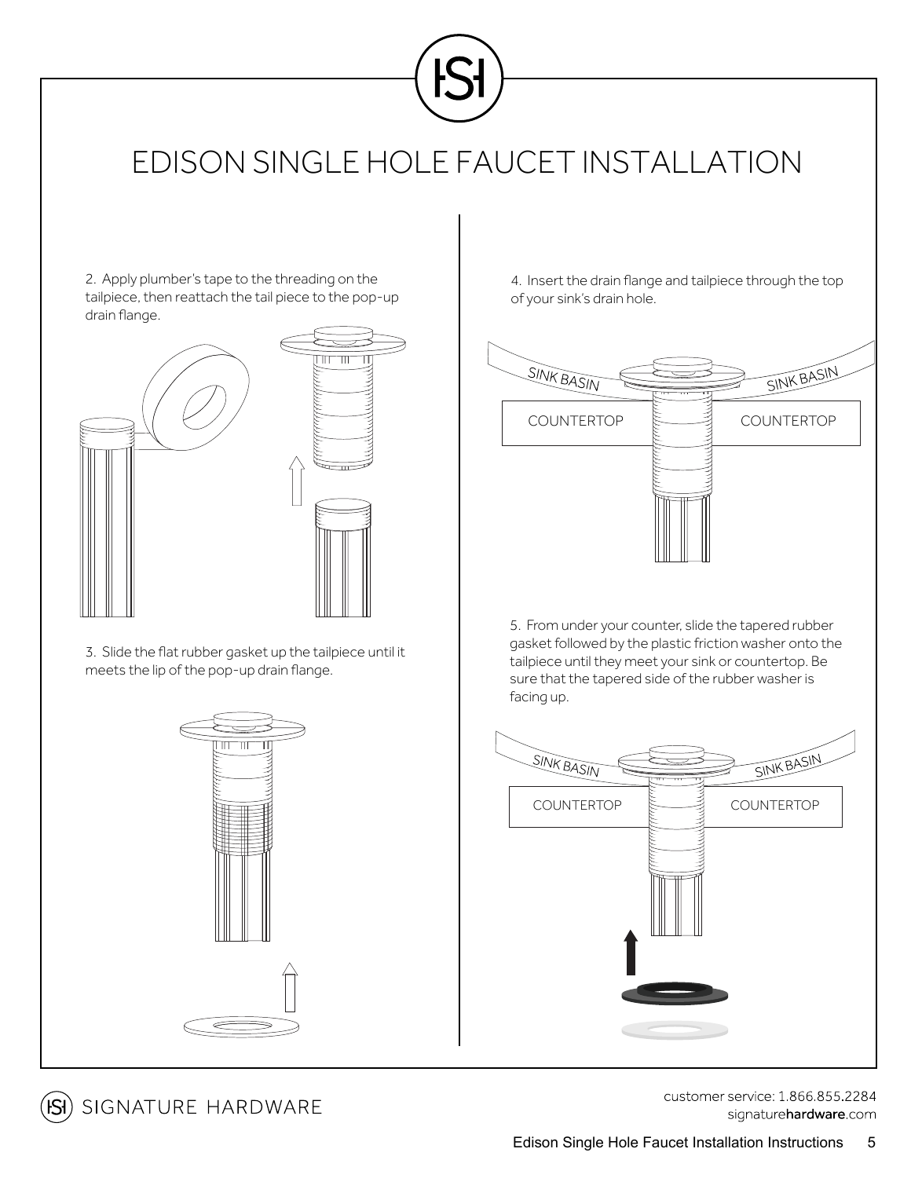# EDISON SINGLE HOLE FAUCET INSTALLATION

2. Apply plumber's tape to the threading on the tailpiece, then reattach the tail piece to the pop-up drain flange.

3. Slide the flat rubber gasket up the tailpiece until it meets the lip of the pop-up drain flange.

4. Insert the drain flange and tailpiece through the top of your sink's drain hole.

SINK BASIN SINK BASIN

COUNTERTOP COUNTERTOP

5. From under your counter, slide the tapered rubber gasket followed by the plastic friction washer onto the tailpiece until they meet your sink or countertop. Be sure that the tapered side of the rubber washer is facing up.

SINK BASIN SINK BASIN

COUNTERTOP COUNTERTOP

SIGNATURE HARDWARE

customer service: 1.866.855.2284
signaturehardware.com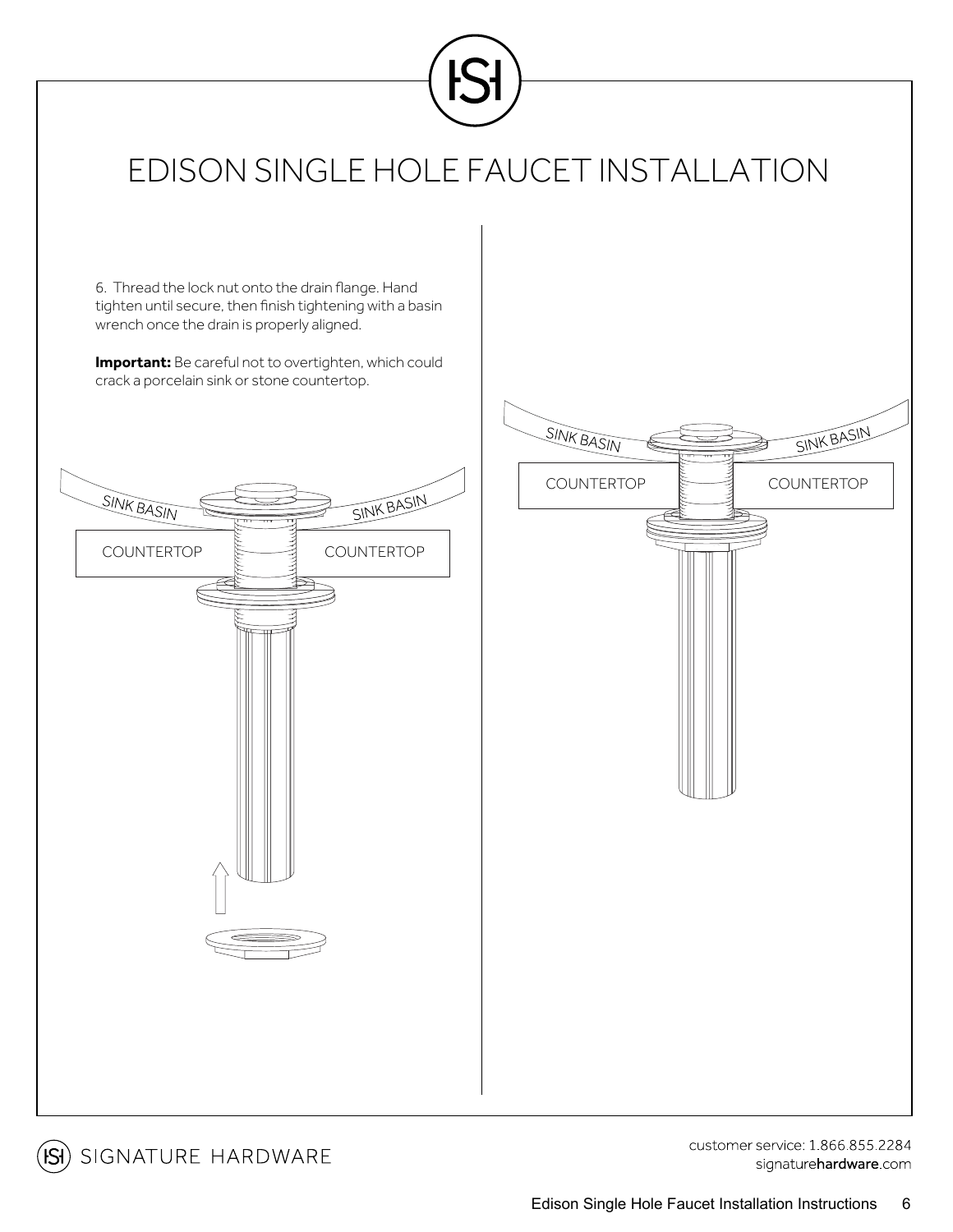# EDISON SINGLE HOLE FAUCET INSTALLATION

6. Thread the lock nut onto the drain flange. Hand tighten until secure, then finish tightening with a basin wrench once the drain is properly aligned.

**Important:** Be careful not to overtighten, which could crack a porcelain sink or stone countertop.

SINK BASIN
SINK BASIN
COUNTERTOP
COUNTERTOP

SINK BASIN
SINK BASIN
COUNTERTOP
COUNTERTOP